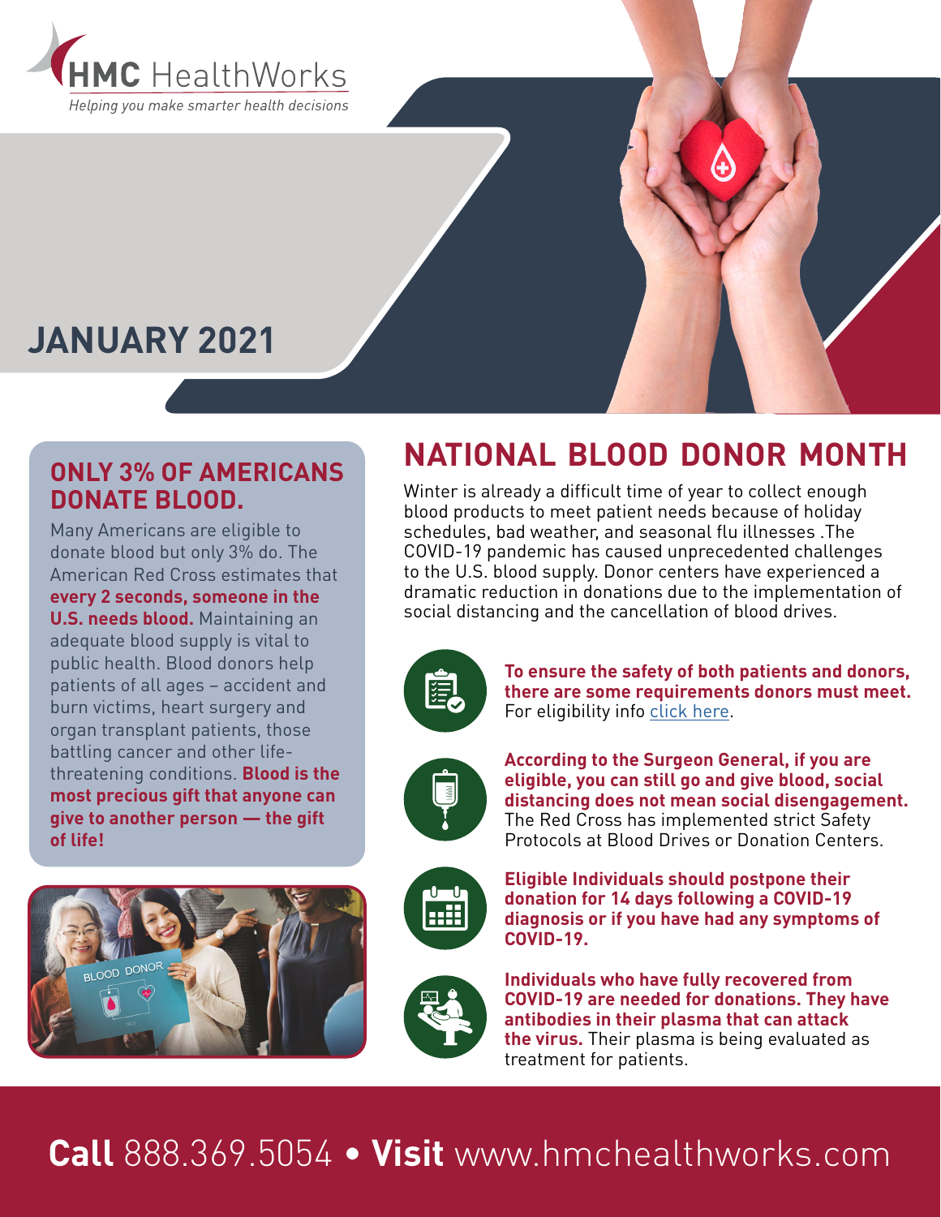**HMC HealthWorks**

*Helping you make smarter health decisions*

# JANUARY 2021

## ONLY 3% OF AMERICANS DONATE BLOOD.

Many Americans are eligible to donate blood but only 3% do. The American Red Cross estimates that **every 2 seconds, someone in the U.S. needs blood.** Maintaining an adequate blood supply is vital to public health. Blood donors help patients of all ages – accident and burn victims, heart surgery and organ transplant patients, those battling cancer and other life-threatening conditions. **Blood is the most precious gift that anyone can give to another person — the gift of life!**

## NATIONAL BLOOD DONOR MONTH

Winter is already a difficult time of year to collect enough blood products to meet patient needs because of holiday schedules, bad weather, and seasonal flu illnesses .The COVID-19 pandemic has caused unprecedented challenges to the U.S. blood supply. Donor centers have experienced a dramatic reduction in donations due to the implementation of social distancing and the cancellation of blood drives.

**To ensure the safety of both patients and donors, there are some requirements donors must meet.** For eligibility info click here.

**According to the Surgeon General, if you are eligible, you can still go and give blood, social distancing does not mean social disengagement.** The Red Cross has implemented strict Safety Protocols at Blood Drives or Donation Centers.

**Eligible Individuals should postpone their donation for 14 days following a COVID-19 diagnosis or if you have had any symptoms of COVID-19.**

**Individuals who have fully recovered from COVID-19 are needed for donations. They have antibodies in their plasma that can attack the virus.** Their plasma is being evaluated as treatment for patients.

**Call** 888.369.5054 • **Visit** www.hmchealthworks.com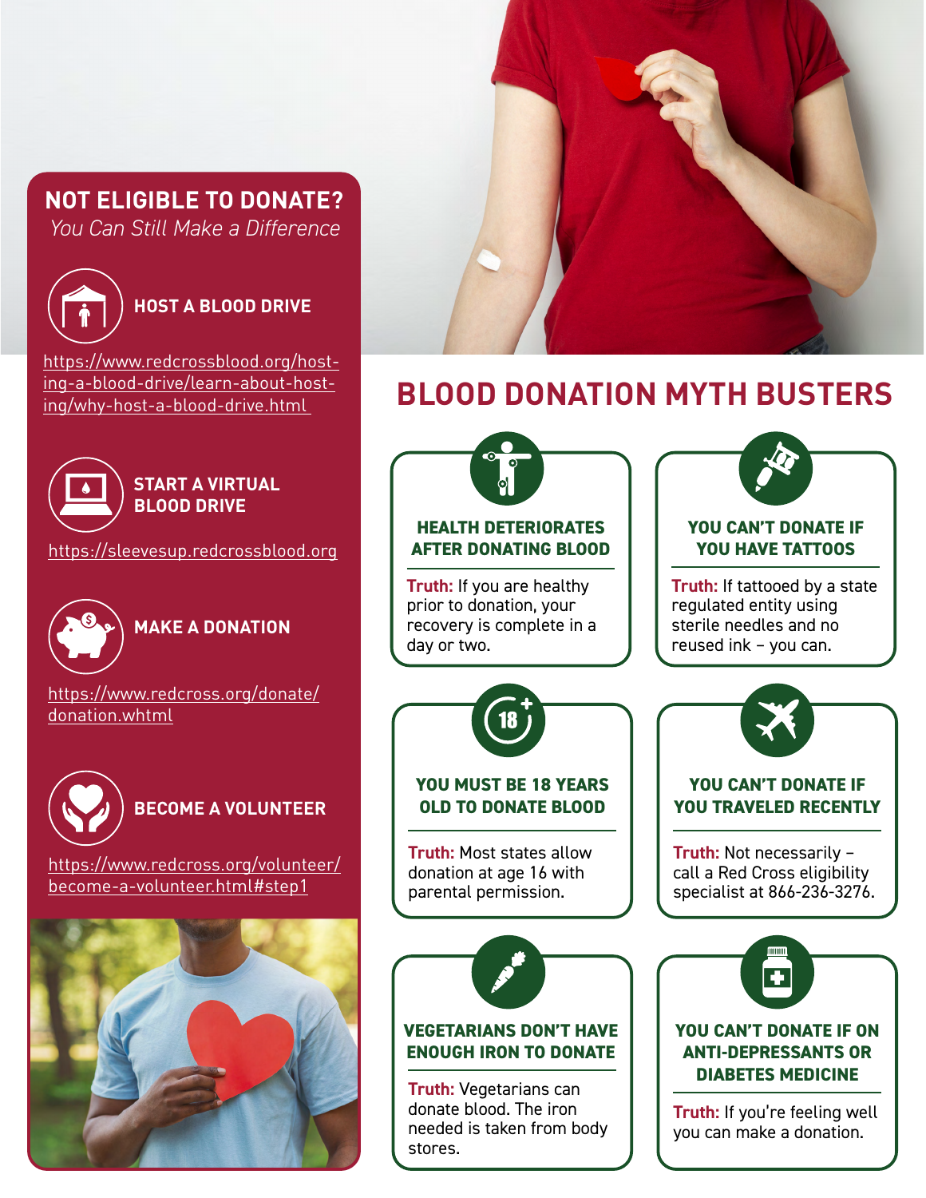## NOT ELIGIBLE TO DONATE?

*You Can Still Make a Difference*

### HOST A BLOOD DRIVE

https://www.redcrossblood.org/hosting-a-blood-drive/learn-about-hosting/why-host-a-blood-drive.html

### START A VIRTUAL BLOOD DRIVE

https://sleevesup.redcrossblood.org

### MAKE A DONATION

https://www.redcross.org/donate/donation.whtml

### BECOME A VOLUNTEER

https://www.redcross.org/volunteer/become-a-volunteer.html#step1

# BLOOD DONATION MYTH BUSTERS

### HEALTH DETERIORATES AFTER DONATING BLOOD

**Truth:** If you are healthy prior to donation, your recovery is complete in a day or two.

### YOU CAN'T DONATE IF YOU HAVE TATTOOS

**Truth:** If tattooed by a state regulated entity using sterile needles and no reused ink – you can.

### YOU MUST BE 18 YEARS OLD TO DONATE BLOOD

**Truth:** Most states allow donation at age 16 with parental permission.

### YOU CAN'T DONATE IF YOU TRAVELED RECENTLY

**Truth:** Not necessarily – call a Red Cross eligibility specialist at 866-236-3276.

### VEGETARIANS DON'T HAVE ENOUGH IRON TO DONATE

**Truth:** Vegetarians can donate blood. The iron needed is taken from body stores.

### YOU CAN'T DONATE IF ON ANTI-DEPRESSANTS OR DIABETES MEDICINE

**Truth:** If you're feeling well you can make a donation.